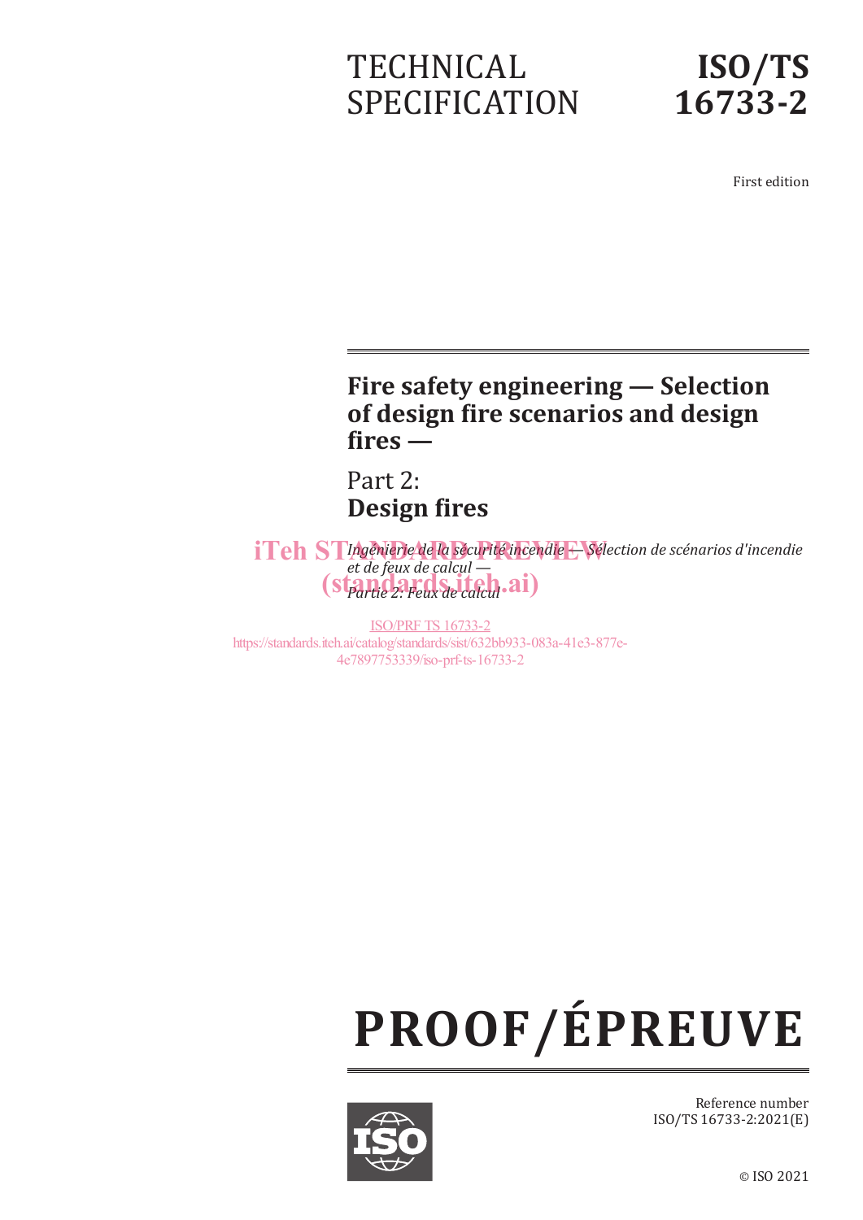TECHNICAL SPECIFICATION

# ISO/TS 16733-2

First edition

# Fire safety engineering — Selection of design fire scenarios and design fires —

## Part 2: Design fires

*Ingénierie de la sécurité incendie — Sélection de scénarios d'incendie et de feux de calcul —*

*Partie 2: Feux de calcul*

iTeh STANDARD PREVIEW
(standards.iteh.ai)

ISO/PRF TS 16733-2
https://standards.iteh.ai/catalog/standards/sist/632bb933-083a-41e3-877e-4e7897753339/iso-prf-ts-16733-2

# PROOF/ÉPREUVE

Reference number
ISO/TS 16733-2:2021(E)

© ISO 2021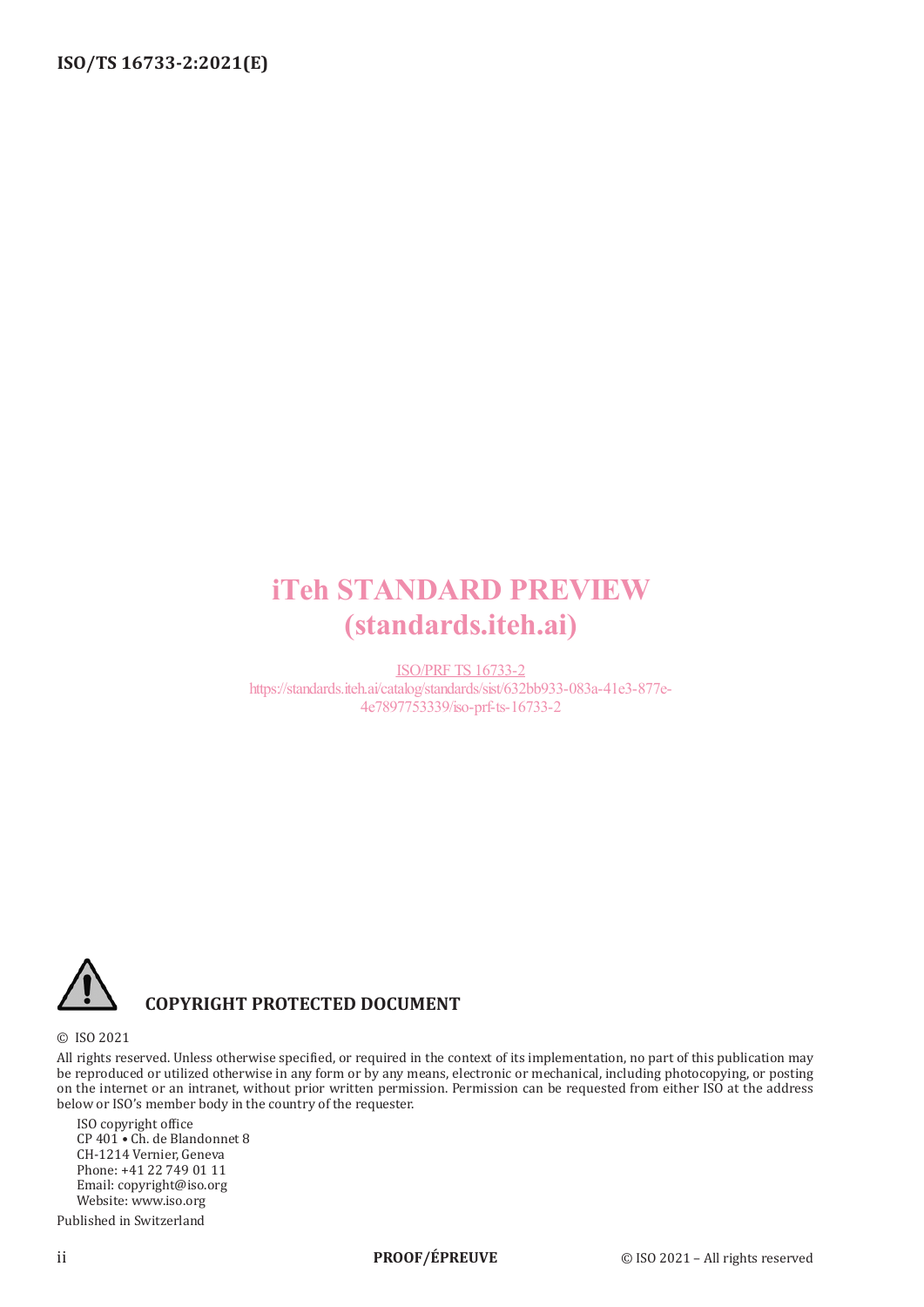iTeh STANDARD PREVIEW
(standards.iteh.ai)

ISO/PRF TS 16733-2
https://standards.iteh.ai/catalog/standards/sist/632bb933-083a-41e3-877e-4e7897753339/iso-prf-ts-16733-2

**COPYRIGHT PROTECTED DOCUMENT**

© ISO 2021

All rights reserved. Unless otherwise specified, or required in the context of its implementation, no part of this publication may be reproduced or utilized otherwise in any form or by any means, electronic or mechanical, including photocopying, or posting on the internet or an intranet, without prior written permission. Permission can be requested from either ISO at the address below or ISO's member body in the country of the requester.

ISO copyright office
CP 401 • Ch. de Blandonnet 8
CH-1214 Vernier, Geneva
Phone: +41 22 749 01 11
Email: copyright@iso.org
Website: www.iso.org

Published in Switzerland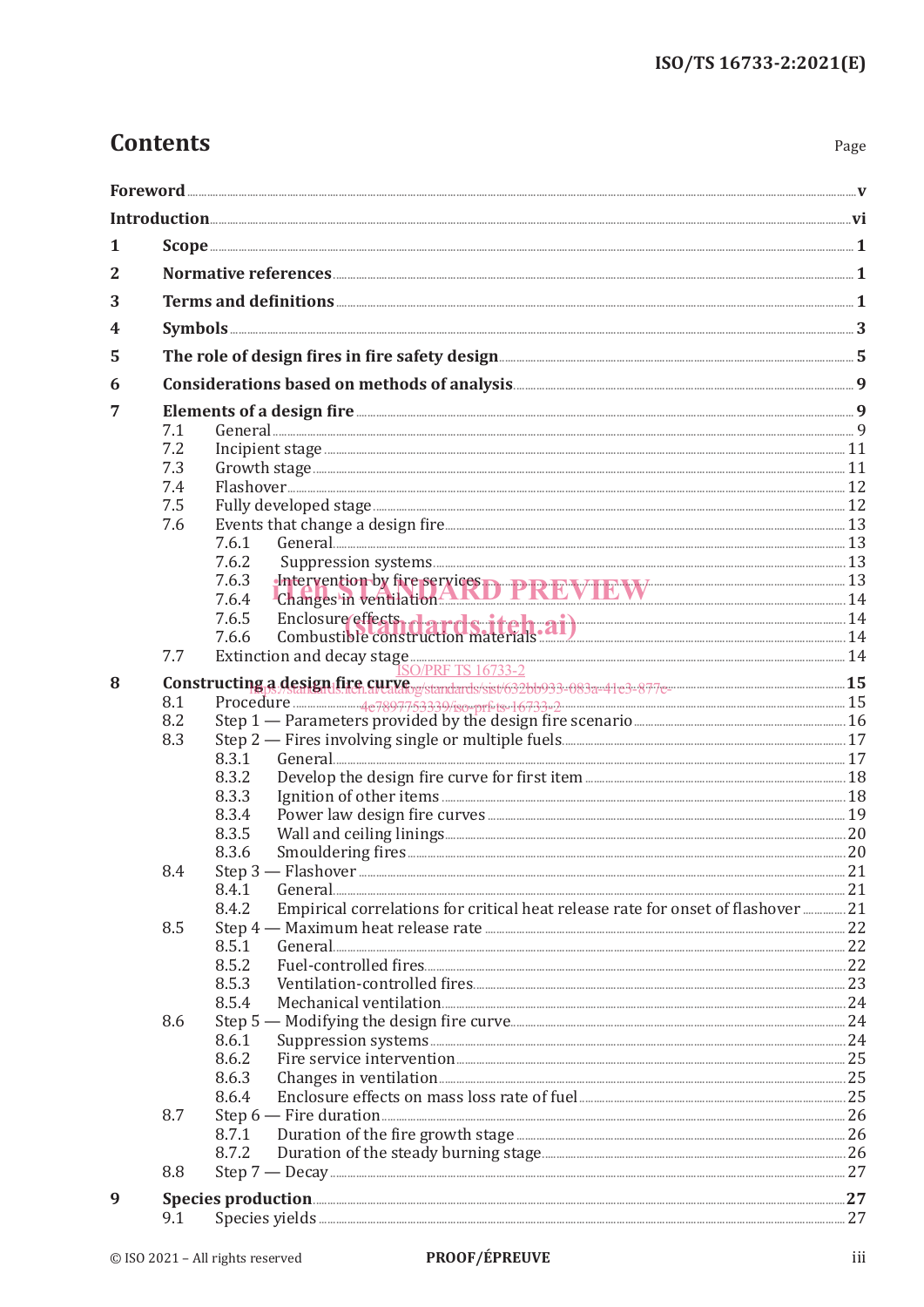# Contents

Page

| | | |
|---|---|---|
| **Foreword** | | **v** |
| **Introduction** | | **vi** |
| **1** | **Scope** | **1** |
| **2** | **Normative references** | **1** |
| **3** | **Terms and definitions** | **1** |
| **4** | **Symbols** | **3** |
| **5** | **The role of design fires in fire safety design** | **5** |
| **6** | **Considerations based on methods of analysis** | **9** |
| **7** | **Elements of a design fire** | **9** |
| 7.1 | General | 9 |
| 7.2 | Incipient stage | 11 |
| 7.3 | Growth stage | 11 |
| 7.4 | Flashover | 12 |
| 7.5 | Fully developed stage | 12 |
| 7.6 | Events that change a design fire | 13 |
| 7.6.1 | General | 13 |
| 7.6.2 | Suppression systems | 13 |
| 7.6.3 | Intervention by fire services | 13 |
| 7.6.4 | Changes in ventilation | 14 |
| 7.6.5 | Enclosure effects | 14 |
| 7.6.6 | Combustible construction materials | 14 |
| 7.7 | Extinction and decay stage | 14 |
| **8** | **Constructing a design fire curve** | **15** |
| 8.1 | Procedure | 15 |
| 8.2 | Step 1 — Parameters provided by the design fire scenario | 16 |
| 8.3 | Step 2 — Fires involving single or multiple fuels | 17 |
| 8.3.1 | General | 17 |
| 8.3.2 | Develop the design fire curve for first item | 18 |
| 8.3.3 | Ignition of other items | 18 |
| 8.3.4 | Power law design fire curves | 19 |
| 8.3.5 | Wall and ceiling linings | 20 |
| 8.3.6 | Smouldering fires | 20 |
| 8.4 | Step 3 — Flashover | 21 |
| 8.4.1 | General | 21 |
| 8.4.2 | Empirical correlations for critical heat release rate for onset of flashover | 21 |
| 8.5 | Step 4 — Maximum heat release rate | 22 |
| 8.5.1 | General | 22 |
| 8.5.2 | Fuel-controlled fires | 22 |
| 8.5.3 | Ventilation-controlled fires | 23 |
| 8.5.4 | Mechanical ventilation | 24 |
| 8.6 | Step 5 — Modifying the design fire curve | 24 |
| 8.6.1 | Suppression systems | 24 |
| 8.6.2 | Fire service intervention | 25 |
| 8.6.3 | Changes in ventilation | 25 |
| 8.6.4 | Enclosure effects on mass loss rate of fuel | 25 |
| 8.7 | Step 6 — Fire duration | 26 |
| 8.7.1 | Duration of the fire growth stage | 26 |
| 8.7.2 | Duration of the steady burning stage | 26 |
| 8.8 | Step 7 — Decay | 27 |
| **9** | **Species production** | **27** |
| 9.1 | Species yields | 27 |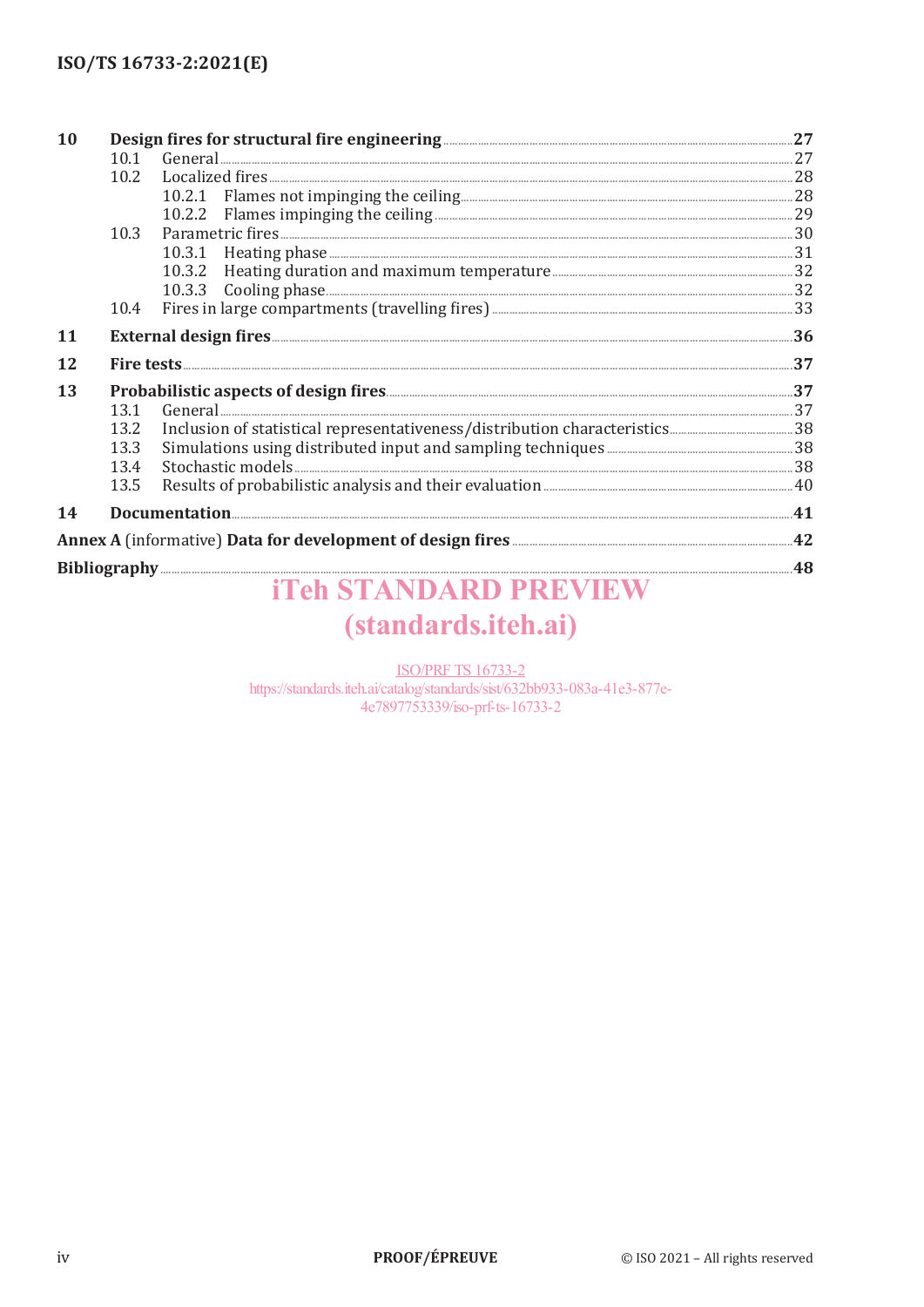**10 Design fires for structural fire engineering** ..... **27**

10.1 General ..... 27

10.2 Localized fires ..... 28

10.2.1 Flames not impinging the ceiling ..... 28

10.2.2 Flames impinging the ceiling ..... 29

10.3 Parametric fires ..... 30

10.3.1 Heating phase ..... 31

10.3.2 Heating duration and maximum temperature ..... 32

10.3.3 Cooling phase ..... 32

10.4 Fires in large compartments (travelling fires) ..... 33

**11 External design fires** ..... **36**

**12 Fire tests** ..... **37**

**13 Probabilistic aspects of design fires** ..... **37**

13.1 General ..... 37

13.2 Inclusion of statistical representativeness/distribution characteristics ..... 38

13.3 Simulations using distributed input and sampling techniques ..... 38

13.4 Stochastic models ..... 38

13.5 Results of probabilistic analysis and their evaluation ..... 40

**14 Documentation** ..... **41**

**Annex A** (informative) **Data for development of design fires** ..... **42**

**Bibliography** ..... **48**

iTeh STANDARD PREVIEW
(standards.iteh.ai)

ISO/PRF TS 16733-2
https://standards.iteh.ai/catalog/standards/sist/632bb933-083a-41e3-877e-4e7897753339/iso-prf-ts-16733-2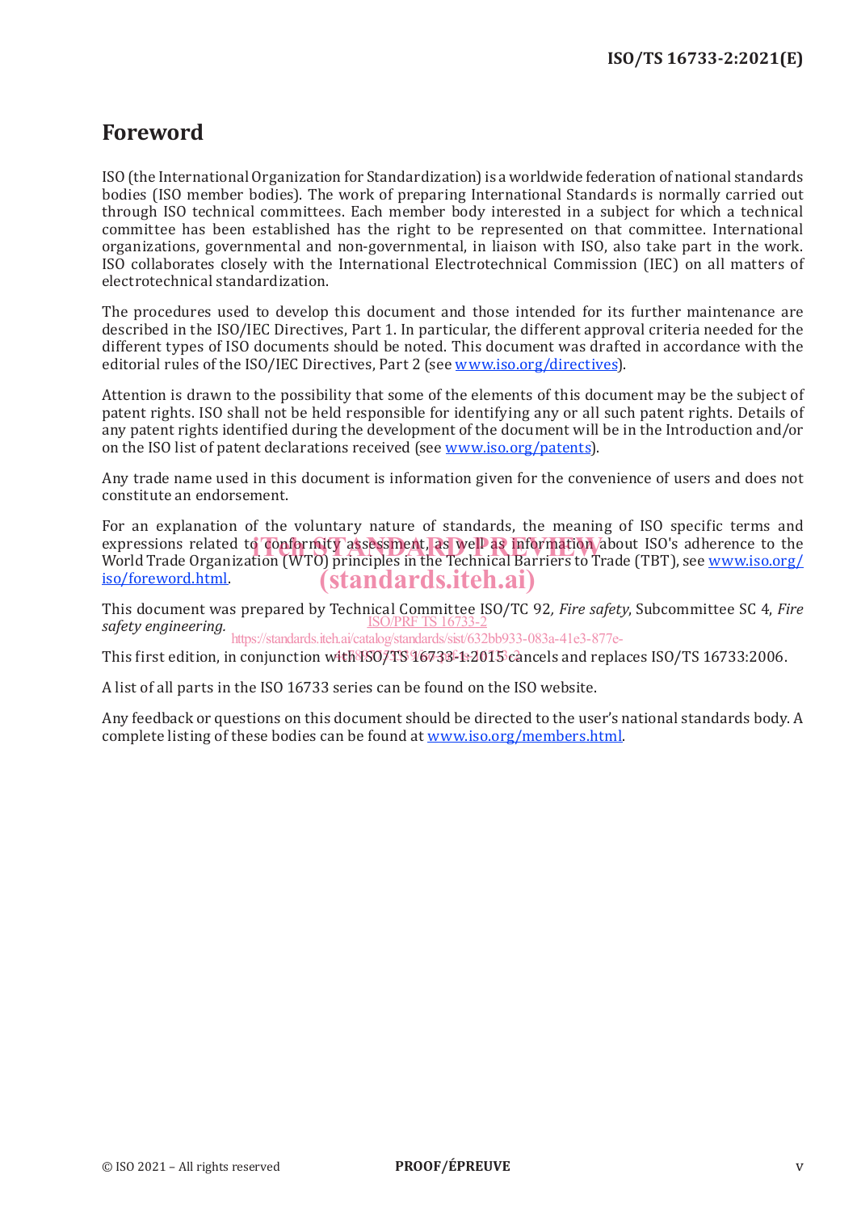# Foreword

ISO (the International Organization for Standardization) is a worldwide federation of national standards bodies (ISO member bodies). The work of preparing International Standards is normally carried out through ISO technical committees. Each member body interested in a subject for which a technical committee has been established has the right to be represented on that committee. International organizations, governmental and non-governmental, in liaison with ISO, also take part in the work. ISO collaborates closely with the International Electrotechnical Commission (IEC) on all matters of electrotechnical standardization.

The procedures used to develop this document and those intended for its further maintenance are described in the ISO/IEC Directives, Part 1. In particular, the different approval criteria needed for the different types of ISO documents should be noted. This document was drafted in accordance with the editorial rules of the ISO/IEC Directives, Part 2 (see www.iso.org/directives).

Attention is drawn to the possibility that some of the elements of this document may be the subject of patent rights. ISO shall not be held responsible for identifying any or all such patent rights. Details of any patent rights identified during the development of the document will be in the Introduction and/or on the ISO list of patent declarations received (see www.iso.org/patents).

Any trade name used in this document is information given for the convenience of users and does not constitute an endorsement.

For an explanation of the voluntary nature of standards, the meaning of ISO specific terms and expressions related to conformity assessment, as well as information about ISO's adherence to the World Trade Organization (WTO) principles in the Technical Barriers to Trade (TBT), see www.iso.org/iso/foreword.html.

This document was prepared by Technical Committee ISO/TC 92, *Fire safety*, Subcommittee SC 4, *Fire safety engineering.*

This first edition, in conjunction with ISO/TS 16733-1:2015 cancels and replaces ISO/TS 16733:2006.

A list of all parts in the ISO 16733 series can be found on the ISO website.

Any feedback or questions on this document should be directed to the user's national standards body. A complete listing of these bodies can be found at www.iso.org/members.html.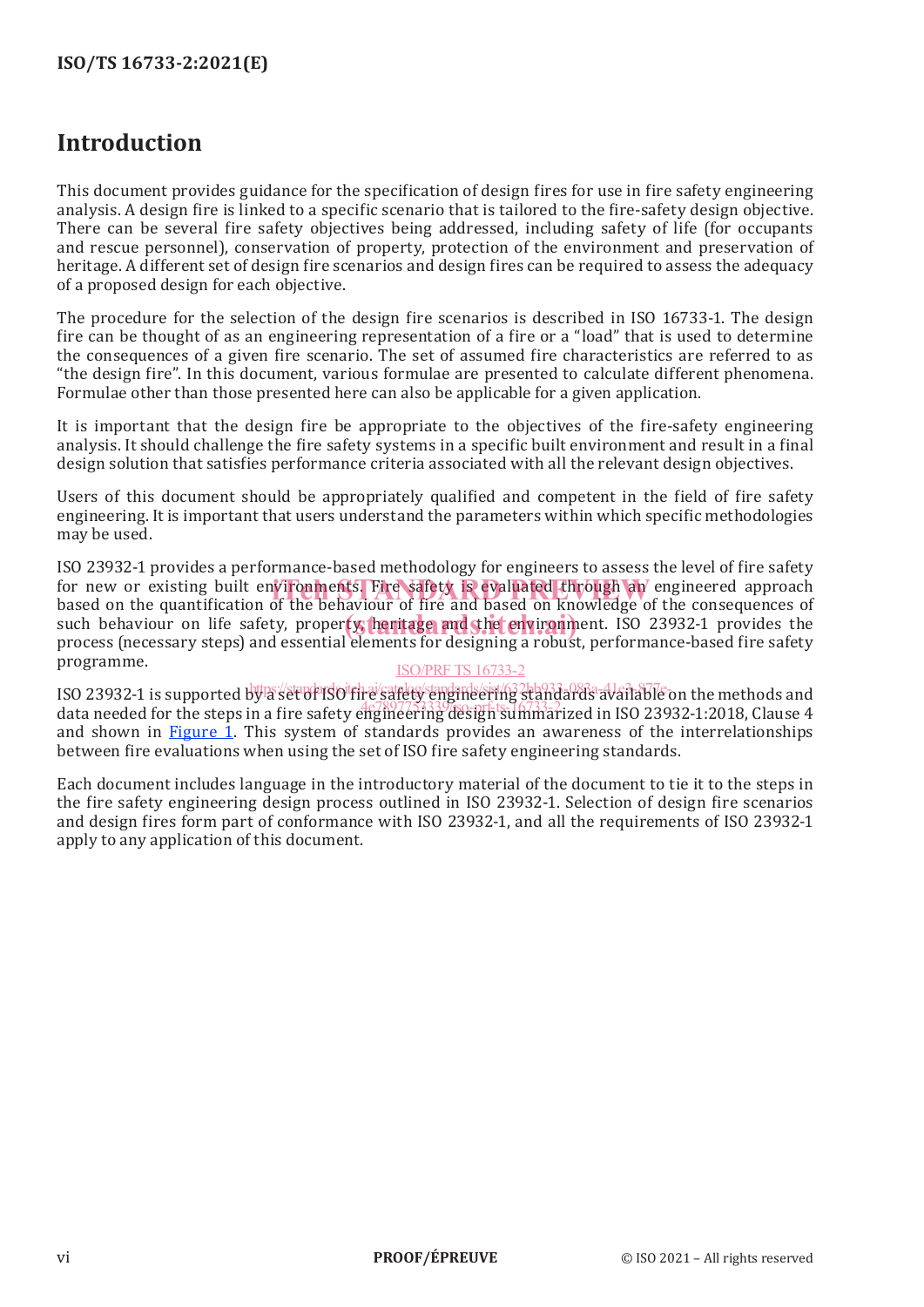# Introduction

This document provides guidance for the specification of design fires for use in fire safety engineering analysis. A design fire is linked to a specific scenario that is tailored to the fire-safety design objective. There can be several fire safety objectives being addressed, including safety of life (for occupants and rescue personnel), conservation of property, protection of the environment and preservation of heritage. A different set of design fire scenarios and design fires can be required to assess the adequacy of a proposed design for each objective.

The procedure for the selection of the design fire scenarios is described in ISO 16733-1. The design fire can be thought of as an engineering representation of a fire or a "load" that is used to determine the consequences of a given fire scenario. The set of assumed fire characteristics are referred to as "the design fire". In this document, various formulae are presented to calculate different phenomena. Formulae other than those presented here can also be applicable for a given application.

It is important that the design fire be appropriate to the objectives of the fire-safety engineering analysis. It should challenge the fire safety systems in a specific built environment and result in a final design solution that satisfies performance criteria associated with all the relevant design objectives.

Users of this document should be appropriately qualified and competent in the field of fire safety engineering. It is important that users understand the parameters within which specific methodologies may be used.

ISO 23932-1 provides a performance-based methodology for engineers to assess the level of fire safety for new or existing built environments. Fire safety is evaluated through an engineered approach based on the quantification of the behaviour of fire and based on knowledge of the consequences of such behaviour on life safety, property, heritage and the environment. ISO 23932-1 provides the process (necessary steps) and essential elements for designing a robust, performance-based fire safety programme.

ISO 23932-1 is supported by a set of ISO fire safety engineering standards available on the methods and data needed for the steps in a fire safety engineering design summarized in ISO 23932-1:2018, Clause 4 and shown in Figure 1. This system of standards provides an awareness of the interrelationships between fire evaluations when using the set of ISO fire safety engineering standards.

Each document includes language in the introductory material of the document to tie it to the steps in the fire safety engineering design process outlined in ISO 23932-1. Selection of design fire scenarios and design fires form part of conformance with ISO 23932-1, and all the requirements of ISO 23932-1 apply to any application of this document.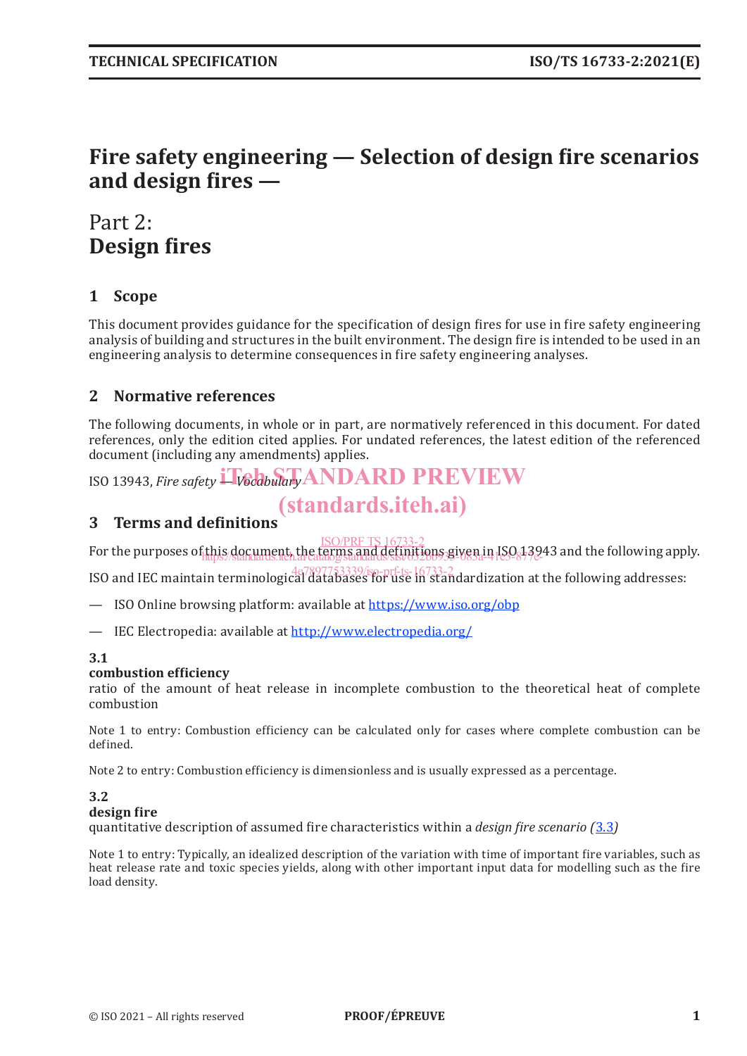# Fire safety engineering — Selection of design fire scenarios and design fires —

# Part 2: Design fires

## 1 Scope

This document provides guidance for the specification of design fires for use in fire safety engineering analysis of building and structures in the built environment. The design fire is intended to be used in an engineering analysis to determine consequences in fire safety engineering analyses.

## 2 Normative references

The following documents, in whole or in part, are normatively referenced in this document. For dated references, only the edition cited applies. For undated references, the latest edition of the referenced document (including any amendments) applies.

ISO 13943, *Fire safety — Vocabulary*

## 3 Terms and definitions

For the purposes of this document, the terms and definitions given in ISO 13943 and the following apply.

ISO and IEC maintain terminological databases for use in standardization at the following addresses:

— ISO Online browsing platform: available at https://www.iso.org/obp

— IEC Electropedia: available at http://www.electropedia.org/

### 3.1
**combustion efficiency**

ratio of the amount of heat release in incomplete combustion to the theoretical heat of complete combustion

Note 1 to entry: Combustion efficiency can be calculated only for cases where complete combustion can be defined.

Note 2 to entry: Combustion efficiency is dimensionless and is usually expressed as a percentage.

### 3.2
**design fire**

quantitative description of assumed fire characteristics within a *design fire scenario* (3.3)

Note 1 to entry: Typically, an idealized description of the variation with time of important fire variables, such as heat release rate and toxic species yields, along with other important input data for modelling such as the fire load density.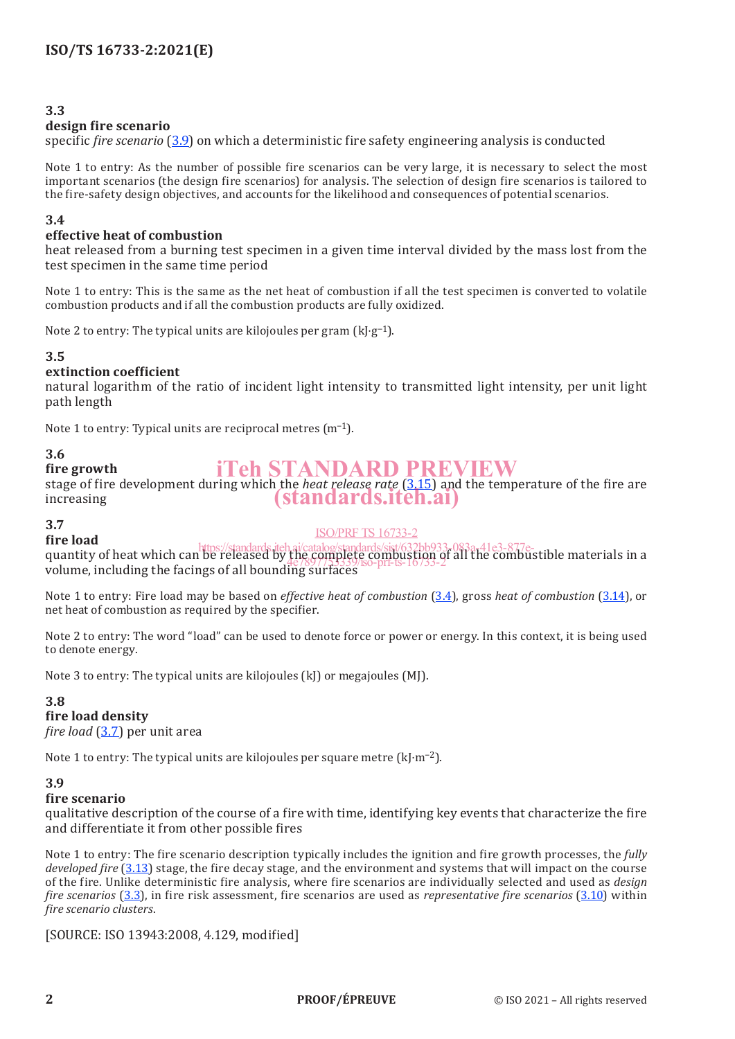### 3.3
**design fire scenario**

specific *fire scenario* (3.9) on which a deterministic fire safety engineering analysis is conducted

Note 1 to entry: As the number of possible fire scenarios can be very large, it is necessary to select the most important scenarios (the design fire scenarios) for analysis. The selection of design fire scenarios is tailored to the fire-safety design objectives, and accounts for the likelihood and consequences of potential scenarios.

### 3.4
**effective heat of combustion**

heat released from a burning test specimen in a given time interval divided by the mass lost from the test specimen in the same time period

Note 1 to entry: This is the same as the net heat of combustion if all the test specimen is converted to volatile combustion products and if all the combustion products are fully oxidized.

Note 2 to entry: The typical units are kilojoules per gram ($kJ \cdot g^{-1}$).

### 3.5
**extinction coefficient**

natural logarithm of the ratio of incident light intensity to transmitted light intensity, per unit light path length

Note 1 to entry: Typical units are reciprocal metres ($m^{-1}$).

### 3.6
**fire growth**

stage of fire development during which the *heat release rate* (3.15) and the temperature of the fire are increasing

### 3.7
**fire load**

quantity of heat which can be released by the complete combustion of all the combustible materials in a volume, including the facings of all bounding surfaces

Note 1 to entry: Fire load may be based on *effective heat of combustion* (3.4), gross *heat of combustion* (3.14), or net heat of combustion as required by the specifier.

Note 2 to entry: The word "load" can be used to denote force or power or energy. In this context, it is being used to denote energy.

Note 3 to entry: The typical units are kilojoules (kJ) or megajoules (MJ).

### 3.8
**fire load density**

*fire load* (3.7) per unit area

Note 1 to entry: The typical units are kilojoules per square metre ($kJ \cdot m^{-2}$).

### 3.9
**fire scenario**

qualitative description of the course of a fire with time, identifying key events that characterize the fire and differentiate it from other possible fires

Note 1 to entry: The fire scenario description typically includes the ignition and fire growth processes, the *fully developed fire* (3.13) stage, the fire decay stage, and the environment and systems that will impact on the course of the fire. Unlike deterministic fire analysis, where fire scenarios are individually selected and used as *design fire scenarios* (3.3), in fire risk assessment, fire scenarios are used as *representative fire scenarios* (3.10) within *fire scenario clusters*.

[SOURCE: ISO 13943:2008, 4.129, modified]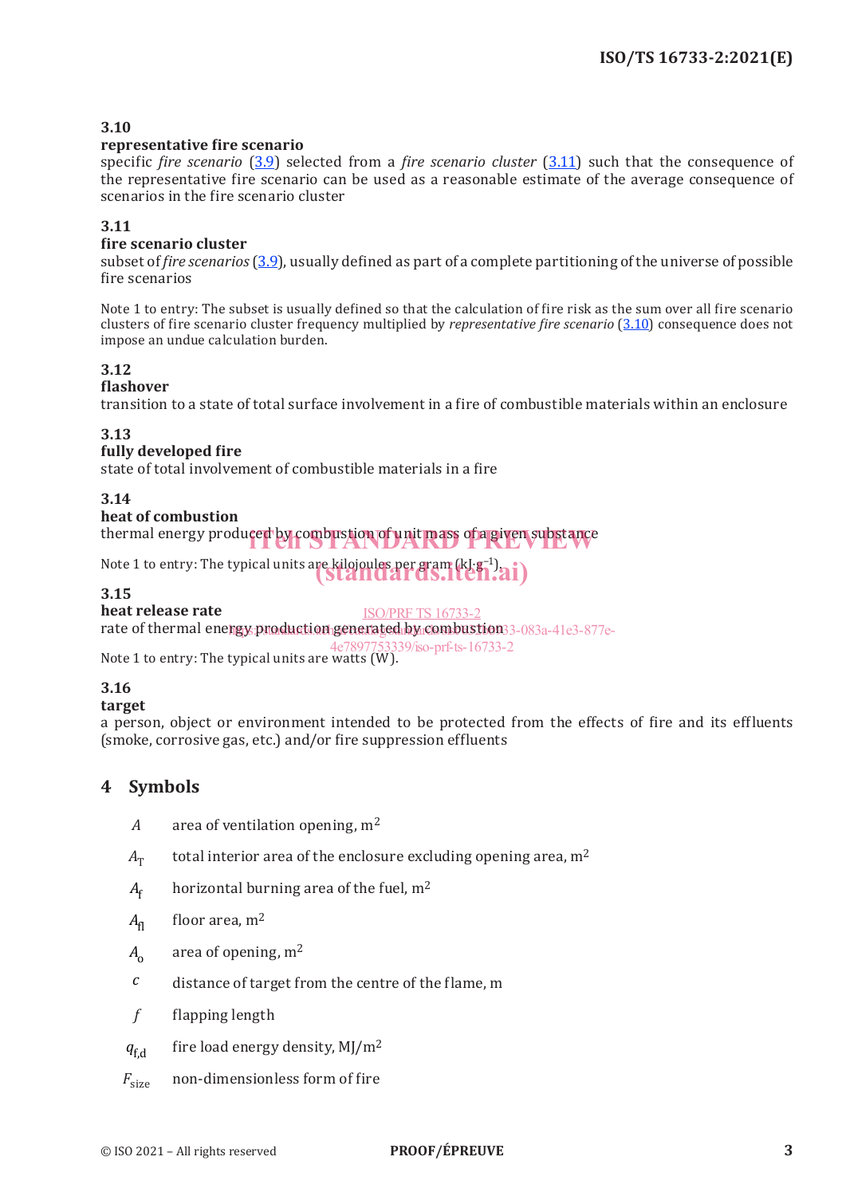**3.10**
**representative fire scenario**
specific *fire scenario* (3.9) selected from a *fire scenario cluster* (3.11) such that the consequence of the representative fire scenario can be used as a reasonable estimate of the average consequence of scenarios in the fire scenario cluster

**3.11**
**fire scenario cluster**
subset of *fire scenarios* (3.9), usually defined as part of a complete partitioning of the universe of possible fire scenarios

Note 1 to entry: The subset is usually defined so that the calculation of fire risk as the sum over all fire scenario clusters of fire scenario cluster frequency multiplied by *representative fire scenario* (3.10) consequence does not impose an undue calculation burden.

**3.12**
**flashover**
transition to a state of total surface involvement in a fire of combustible materials within an enclosure

**3.13**
**fully developed fire**
state of total involvement of combustible materials in a fire

**3.14**
**heat of combustion**
thermal energy produced by combustion of unit mass of a given substance

Note 1 to entry: The typical units are kilojoules per gram ($kJ \cdot g^{-1}$).

**3.15**
**heat release rate**
rate of thermal energy production generated by combustion

Note 1 to entry: The typical units are watts (W).

**3.16**
**target**
a person, object or environment intended to be protected from the effects of fire and its effluents (smoke, corrosive gas, etc.) and/or fire suppression effluents

## 4 Symbols

| | |
|---|---|
| $A$ | area of ventilation opening, $m^2$ |
| $A_T$ | total interior area of the enclosure excluding opening area, $m^2$ |
| $A_f$ | horizontal burning area of the fuel, $m^2$ |
| $A_{fl}$ | floor area, $m^2$ |
| $A_o$ | area of opening, $m^2$ |
| $c$ | distance of target from the centre of the flame, m |
| $f$ | flapping length |
| $q_{f,d}$ | fire load energy density, $MJ/m^2$ |
| $F_{size}$ | non-dimensionless form of fire |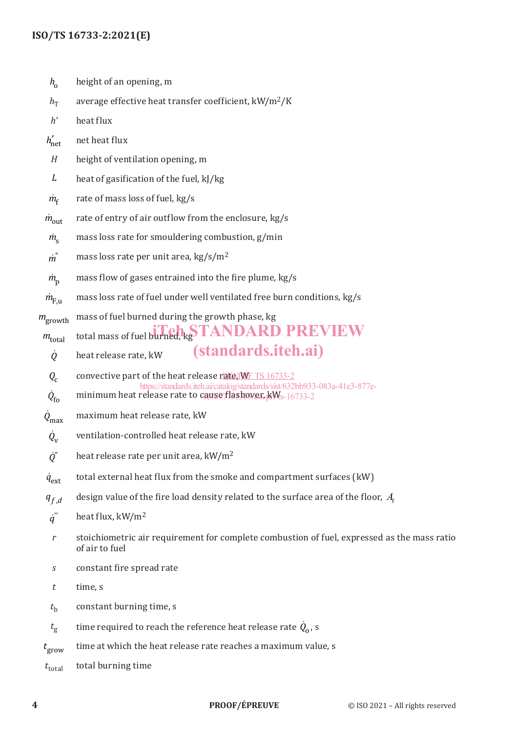| | |
|---|---|
| $h_o$ | height of an opening, m |
| $h_T$ | average effective heat transfer coefficient, kW/m²/K |
| $h'$ | heat flux |
| $h'_{net}$ | net heat flux |
| $H$ | height of ventilation opening, m |
| $L$ | heat of gasification of the fuel, kJ/kg |
| $\dot{m}_f$ | rate of mass loss of fuel, kg/s |
| $\dot{m}_{out}$ | rate of entry of air outflow from the enclosure, kg/s |
| $\dot{m}_s$ | mass loss rate for smouldering combustion, g/min |
| $\dot{m}''$ | mass loss rate per unit area, kg/s/m² |
| $\dot{m}_p$ | mass flow of gases entrained into the fire plume, kg/s |
| $\dot{m}_{F,u}$ | mass loss rate of fuel under well ventilated free burn conditions, kg/s |
| $m_{growth}$ | mass of fuel burned during the growth phase, kg |
| $m_{total}$ | total mass of fuel burned, kg |
| $\dot{Q}$ | heat release rate, kW |
| $Q_c$ | convective part of the heat release rate, W |
| $\dot{Q}_{fo}$ | minimum heat release rate to cause flashover, kW |
| $\dot{Q}_{max}$ | maximum heat release rate, kW |
| $\dot{Q}_v$ | ventilation-controlled heat release rate, kW |
| $\dot{Q}''$ | heat release rate per unit area, kW/m² |
| $\dot{q}_{ext}$ | total external heat flux from the smoke and compartment surfaces (kW) |
| $q_{f,d}$ | design value of the fire load density related to the surface area of the floor, $A_f$ |
| $\dot{q}''$ | heat flux, kW/m² |
| $r$ | stoichiometric air requirement for complete combustion of fuel, expressed as the mass ratio of air to fuel |
| $s$ | constant fire spread rate |
| $t$ | time, s |
| $t_b$ | constant burning time, s |
| $t_g$ | time required to reach the reference heat release rate $\dot{Q}_o$, s |
| $t_{grow}$ | time at which the heat release rate reaches a maximum value, s |
| $t_{total}$ | total burning time |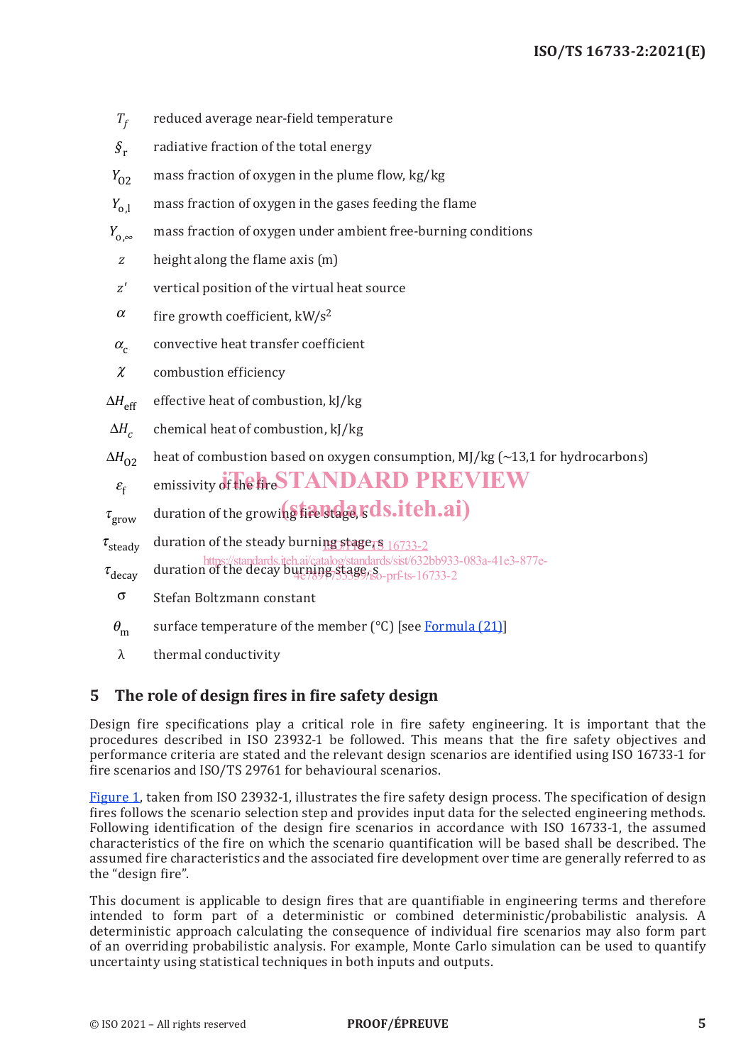$T_f$ reduced average near-field temperature

$\delta_r$ radiative fraction of the total energy

$Y_{O2}$ mass fraction of oxygen in the plume flow, kg/kg

$Y_{o,l}$ mass fraction of oxygen in the gases feeding the flame

$Y_{o,\infty}$ mass fraction of oxygen under ambient free-burning conditions

$z$ height along the flame axis (m)

$z'$ vertical position of the virtual heat source

$\alpha$ fire growth coefficient, kW/s$^2$

$\alpha_c$ convective heat transfer coefficient

$\chi$ combustion efficiency

$\Delta H_{eff}$ effective heat of combustion, kJ/kg

$\Delta H_c$ chemical heat of combustion, kJ/kg

$\Delta H_{O2}$ heat of combustion based on oxygen consumption, MJ/kg (~13,1 for hydrocarbons)

$\varepsilon_f$ emissivity of the fire

$\tau_{grow}$ duration of the growing fire stage, s

$\tau_{steady}$ duration of the steady burning stage, s

$\tau_{decay}$ duration of the decay burning stage, s

$\sigma$ Stefan Boltzmann constant

$\theta_m$ surface temperature of the member (°C) [see Formula (21)]

$\lambda$ thermal conductivity

## 5 The role of design fires in fire safety design

Design fire specifications play a critical role in fire safety engineering. It is important that the procedures described in ISO 23932-1 be followed. This means that the fire safety objectives and performance criteria are stated and the relevant design scenarios are identified using ISO 16733-1 for fire scenarios and ISO/TS 29761 for behavioural scenarios.

Figure 1, taken from ISO 23932-1, illustrates the fire safety design process. The specification of design fires follows the scenario selection step and provides input data for the selected engineering methods. Following identification of the design fire scenarios in accordance with ISO 16733-1, the assumed characteristics of the fire on which the scenario quantification will be based shall be described. The assumed fire characteristics and the associated fire development over time are generally referred to as the "design fire".

This document is applicable to design fires that are quantifiable in engineering terms and therefore intended to form part of a deterministic or combined deterministic/probabilistic analysis. A deterministic approach calculating the consequence of individual fire scenarios may also form part of an overriding probabilistic analysis. For example, Monte Carlo simulation can be used to quantify uncertainty using statistical techniques in both inputs and outputs.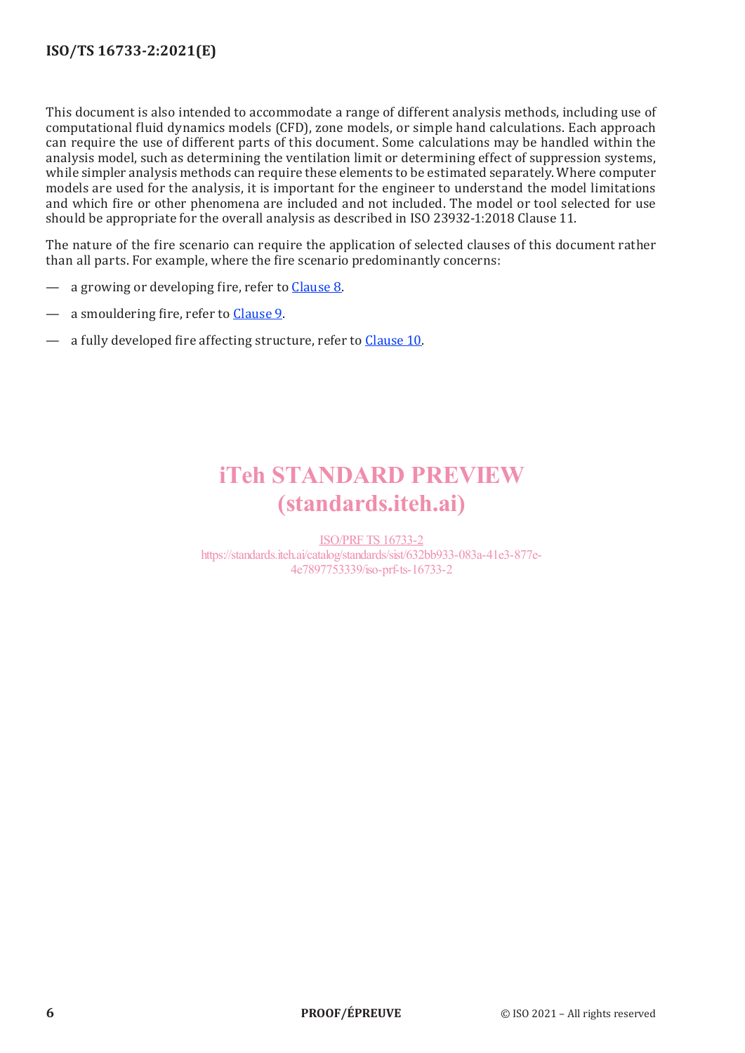This document is also intended to accommodate a range of different analysis methods, including use of computational fluid dynamics models (CFD), zone models, or simple hand calculations. Each approach can require the use of different parts of this document. Some calculations may be handled within the analysis model, such as determining the ventilation limit or determining effect of suppression systems, while simpler analysis methods can require these elements to be estimated separately. Where computer models are used for the analysis, it is important for the engineer to understand the model limitations and which fire or other phenomena are included and not included. The model or tool selected for use should be appropriate for the overall analysis as described in ISO 23932-1:2018 Clause 11.

The nature of the fire scenario can require the application of selected clauses of this document rather than all parts. For example, where the fire scenario predominantly concerns:

— a growing or developing fire, refer to Clause 8.

— a smouldering fire, refer to Clause 9.

— a fully developed fire affecting structure, refer to Clause 10.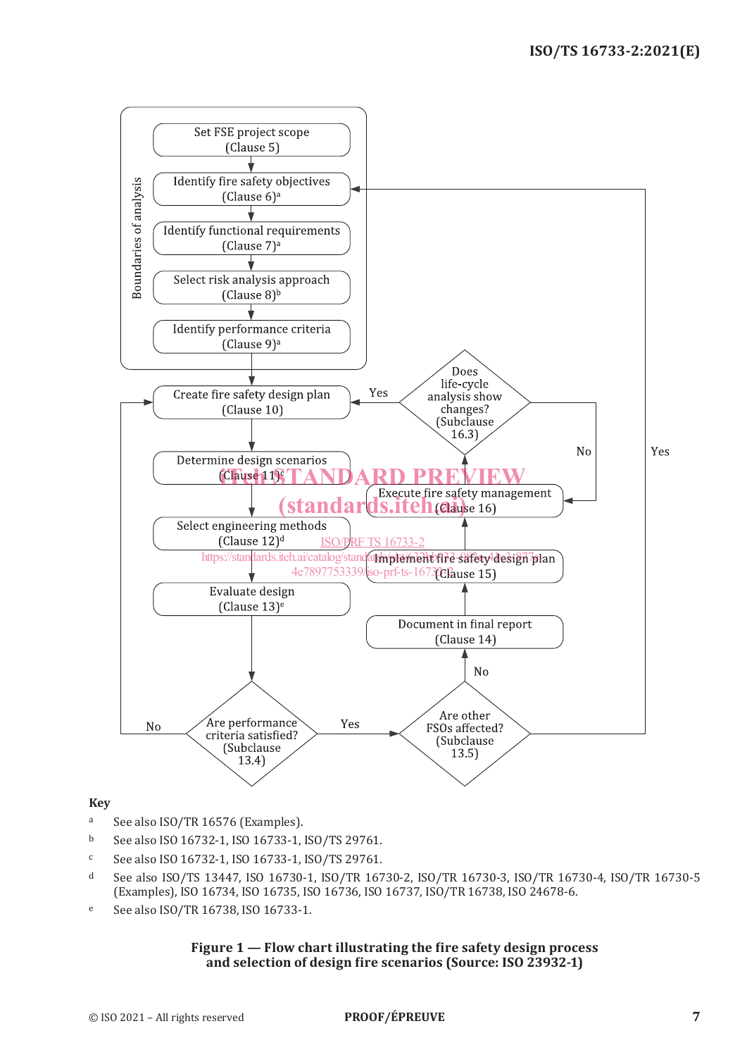Boundaries of analysis

Set FSE project scope (Clause 5)

Identify fire safety objectives (Clause 6)[a]

Identify functional requirements (Clause 7)[a]

Select risk analysis approach (Clause 8)[b]

Identify performance criteria (Clause 9)[a]

Create fire safety design plan (Clause 10)

Determine design scenarios (Clause 11)[c]

Select engineering methods (Clause 12)[d]

Evaluate design (Clause 13)[e]

Are performance criteria satisfied? (Subclause 13.4) — No: return to Create fire safety design plan; Yes: Are other FSOs affected?

Are other FSOs affected? (Subclause 13.5) — Yes: return to Identify fire safety objectives; No: Document in final report

Document in final report (Clause 14)

Implement fire safety design plan (Clause 15)

Execute fire safety management (Clause 16)

Does life-cycle analysis show changes? (Subclause 16.3) — Yes: return to Create fire safety design plan; No: return to Execute fire safety management

**Key**

[a] See also ISO/TR 16576 (Examples).

[b] See also ISO 16732-1, ISO 16733-1, ISO/TS 29761.

[c] See also ISO 16732-1, ISO 16733-1, ISO/TS 29761.

[d] See also ISO/TS 13447, ISO 16730-1, ISO/TR 16730-2, ISO/TR 16730-3, ISO/TR 16730-4, ISO/TR 16730-5 (Examples), ISO 16734, ISO 16735, ISO 16736, ISO 16737, ISO/TR 16738, ISO 24678-6.

[e] See also ISO/TR 16738, ISO 16733-1.

**Figure 1 — Flow chart illustrating the fire safety design process and selection of design fire scenarios (Source: ISO 23932-1)**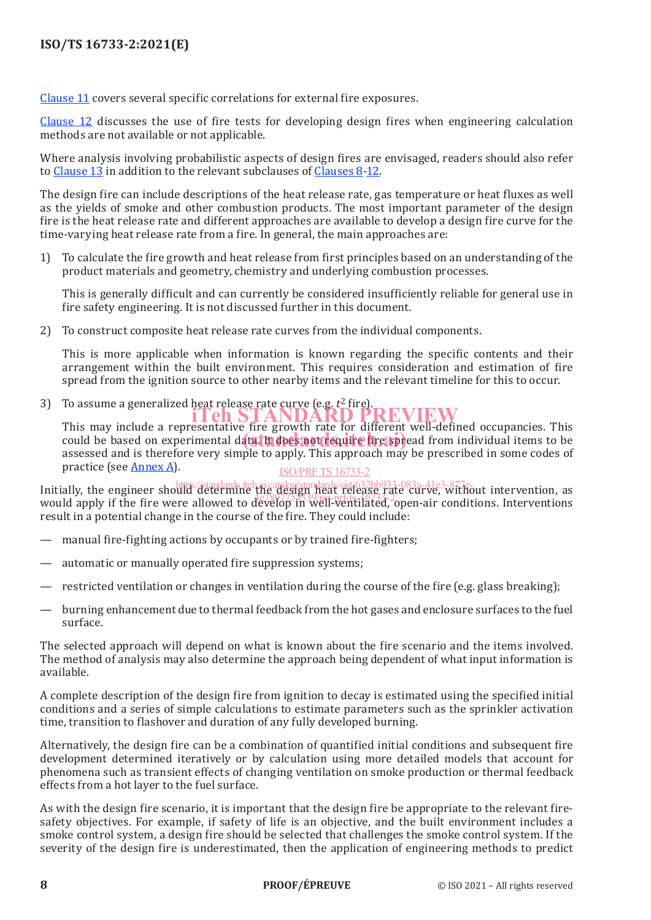Clause 11 covers several specific correlations for external fire exposures.

Clause 12 discusses the use of fire tests for developing design fires when engineering calculation methods are not available or not applicable.

Where analysis involving probabilistic aspects of design fires are envisaged, readers should also refer to Clause 13 in addition to the relevant subclauses of Clauses 8-12.

The design fire can include descriptions of the heat release rate, gas temperature or heat fluxes as well as the yields of smoke and other combustion products. The most important parameter of the design fire is the heat release rate and different approaches are available to develop a design fire curve for the time-varying heat release rate from a fire. In general, the main approaches are:

1) To calculate the fire growth and heat release from first principles based on an understanding of the product materials and geometry, chemistry and underlying combustion processes.

   This is generally difficult and can currently be considered insufficiently reliable for general use in fire safety engineering. It is not discussed further in this document.

2) To construct composite heat release rate curves from the individual components.

   This is more applicable when information is known regarding the specific contents and their arrangement within the built environment. This requires consideration and estimation of fire spread from the ignition source to other nearby items and the relevant timeline for this to occur.

3) To assume a generalized heat release rate curve (e.g. $t^2$ fire).

   This may include a representative fire growth rate for different well-defined occupancies. This could be based on experimental data. It does not require fire spread from individual items to be assessed and is therefore very simple to apply. This approach may be prescribed in some codes of practice (see Annex A).

Initially, the engineer should determine the design heat release rate curve, without intervention, as would apply if the fire were allowed to develop in well-ventilated, open-air conditions. Interventions result in a potential change in the course of the fire. They could include:

— manual fire-fighting actions by occupants or by trained fire-fighters;

— automatic or manually operated fire suppression systems;

— restricted ventilation or changes in ventilation during the course of the fire (e.g. glass breaking);

— burning enhancement due to thermal feedback from the hot gases and enclosure surfaces to the fuel surface.

The selected approach will depend on what is known about the fire scenario and the items involved. The method of analysis may also determine the approach being dependent of what input information is available.

A complete description of the design fire from ignition to decay is estimated using the specified initial conditions and a series of simple calculations to estimate parameters such as the sprinkler activation time, transition to flashover and duration of any fully developed burning.

Alternatively, the design fire can be a combination of quantified initial conditions and subsequent fire development determined iteratively or by calculation using more detailed models that account for phenomena such as transient effects of changing ventilation on smoke production or thermal feedback effects from a hot layer to the fuel surface.

As with the design fire scenario, it is important that the design fire be appropriate to the relevant fire-safety objectives. For example, if safety of life is an objective, and the built environment includes a smoke control system, a design fire should be selected that challenges the smoke control system. If the severity of the design fire is underestimated, then the application of engineering methods to predict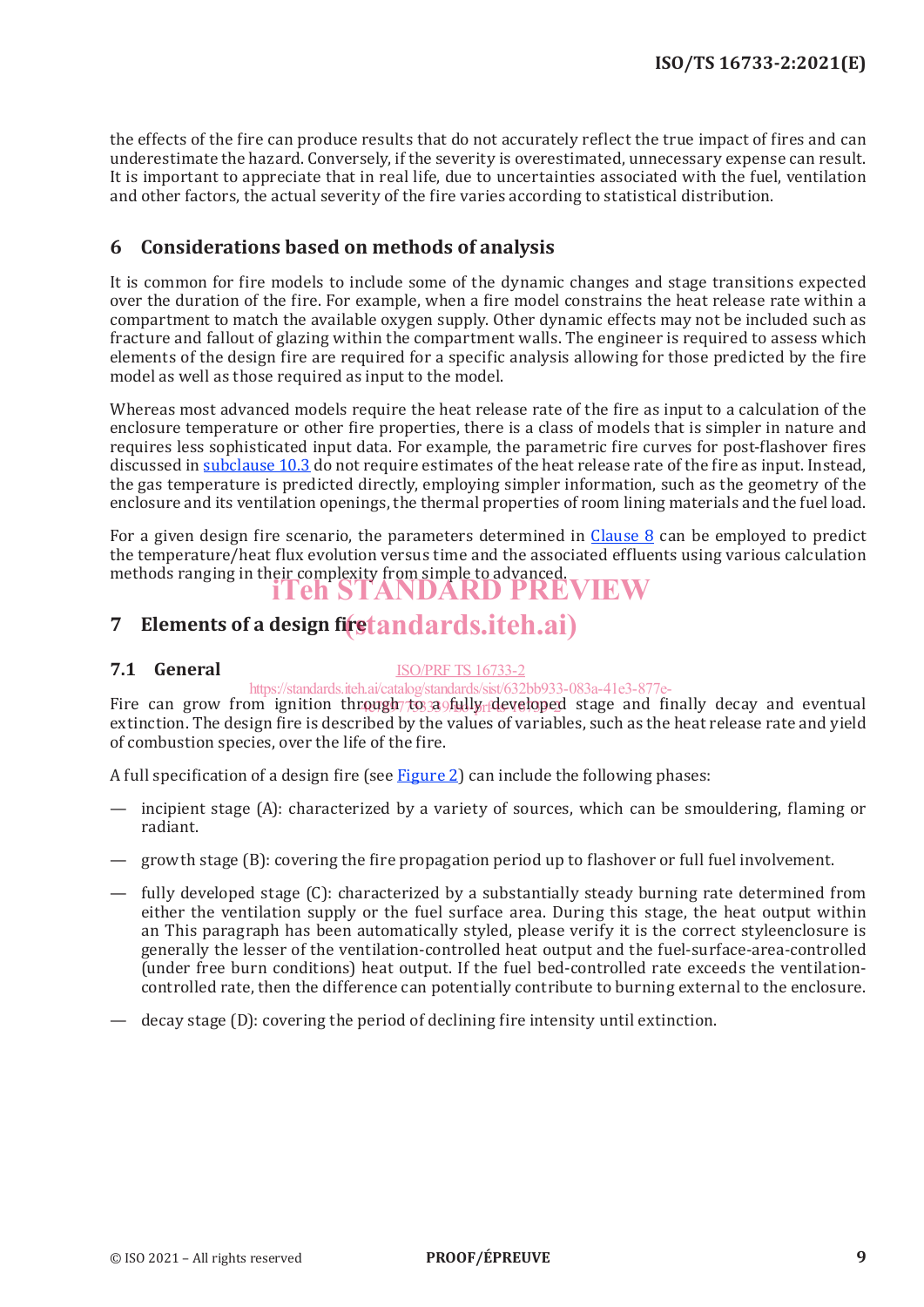the effects of the fire can produce results that do not accurately reflect the true impact of fires and can underestimate the hazard. Conversely, if the severity is overestimated, unnecessary expense can result. It is important to appreciate that in real life, due to uncertainties associated with the fuel, ventilation and other factors, the actual severity of the fire varies according to statistical distribution.

## 6 Considerations based on methods of analysis

It is common for fire models to include some of the dynamic changes and stage transitions expected over the duration of the fire. For example, when a fire model constrains the heat release rate within a compartment to match the available oxygen supply. Other dynamic effects may not be included such as fracture and fallout of glazing within the compartment walls. The engineer is required to assess which elements of the design fire are required for a specific analysis allowing for those predicted by the fire model as well as those required as input to the model.

Whereas most advanced models require the heat release rate of the fire as input to a calculation of the enclosure temperature or other fire properties, there is a class of models that is simpler in nature and requires less sophisticated input data. For example, the parametric fire curves for post-flashover fires discussed in subclause 10.3 do not require estimates of the heat release rate of the fire as input. Instead, the gas temperature is predicted directly, employing simpler information, such as the geometry of the enclosure and its ventilation openings, the thermal properties of room lining materials and the fuel load.

For a given design fire scenario, the parameters determined in Clause 8 can be employed to predict the temperature/heat flux evolution versus time and the associated effluents using various calculation methods ranging in their complexity from simple to advanced.

## 7 Elements of a design fire

### 7.1 General

Fire can grow from ignition through to a fully developed stage and finally decay and eventual extinction. The design fire is described by the values of variables, such as the heat release rate and yield of combustion species, over the life of the fire.

A full specification of a design fire (see Figure 2) can include the following phases:

— incipient stage (A): characterized by a variety of sources, which can be smouldering, flaming or radiant.

— growth stage (B): covering the fire propagation period up to flashover or full fuel involvement.

— fully developed stage (C): characterized by a substantially steady burning rate determined from either the ventilation supply or the fuel surface area. During this stage, the heat output within an This paragraph has been automatically styled, please verify it is the correct styleenclosure is generally the lesser of the ventilation-controlled heat output and the fuel-surface-area-controlled (under free burn conditions) heat output. If the fuel bed-controlled rate exceeds the ventilation-controlled rate, then the difference can potentially contribute to burning external to the enclosure.

— decay stage (D): covering the period of declining fire intensity until extinction.